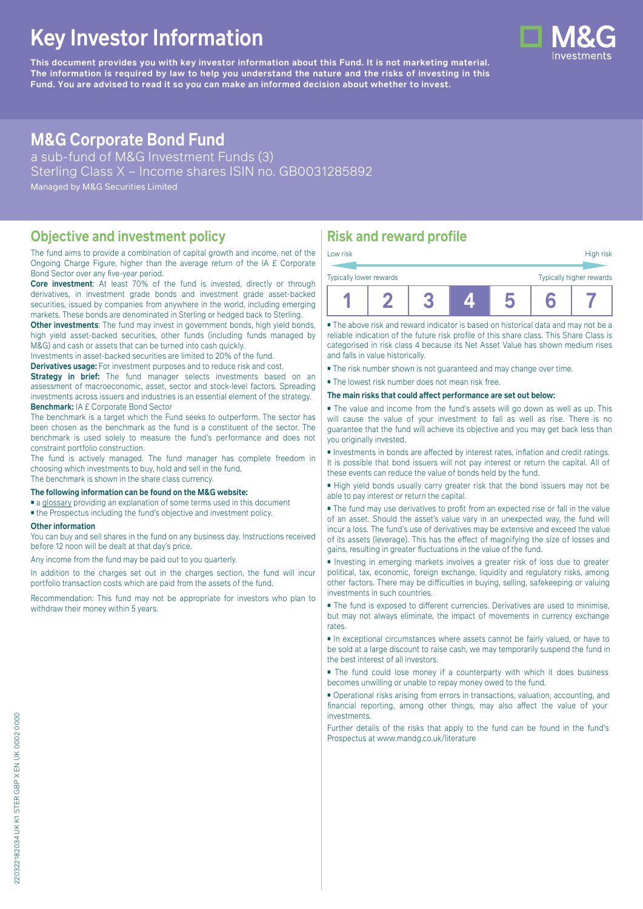# Key Investor Information

**This document provides you with key investor information about this Fund. It is not marketing material. The information is required by law to help you understand the nature and the risks of investing in this Fund. You are advised to read it so you can make an informed decision about whether to invest.**

## M&G Corporate Bond Fund

a sub-fund of M&G Investment Funds (3)
Sterling Class X – Income shares ISIN no. GB0031285892
Managed by M&G Securities Limited

## Objective and investment policy

The fund aims to provide a combination of capital growth and income, net of the Ongoing Charge Figure, higher than the average return of the IA £ Corporate Bond Sector over any five-year period.

**Core investment**: At least 70% of the fund is invested, directly or through derivatives, in investment grade bonds and investment grade asset-backed securities, issued by companies from anywhere in the world, including emerging markets. These bonds are denominated in Sterling or hedged back to Sterling.

**Other investments**: The fund may invest in government bonds, high yield bonds, high yield asset-backed securities, other funds (including funds managed by M&G) and cash or assets that can be turned into cash quickly.

Investments in asset-backed securities are limited to 20% of the fund.

**Derivatives usage:** For investment purposes and to reduce risk and cost.

**Strategy in brief:** The fund manager selects investments based on an assessment of macroeconomic, asset, sector and stock-level factors. Spreading investments across issuers and industries is an essential element of the strategy.

**Benchmark:** IA £ Corporate Bond Sector

The benchmark is a target which the Fund seeks to outperform. The sector has been chosen as the benchmark as the fund is a constituent of the sector. The benchmark is used solely to measure the fund's performance and does not constraint portfolio construction.

The fund is actively managed. The fund manager has complete freedom in choosing which investments to buy, hold and sell in the fund.

The benchmark is shown in the share class currency.

**The following information can be found on the M&G website:**

- a glossary providing an explanation of some terms used in this document
- the Prospectus including the fund's objective and investment policy.

**Other information**

You can buy and sell shares in the fund on any business day. Instructions received before 12 noon will be dealt at that day's price.

Any income from the fund may be paid out to you quarterly.

In addition to the charges set out in the charges section, the fund will incur portfolio transaction costs which are paid from the assets of the fund.

Recommendation: This fund may not be appropriate for investors who plan to withdraw their money within 5 years.

## Risk and reward profile

Low risk — High risk

Typically lower rewards — Typically higher rewards

| 1 | 2 | 3 | **4** | 5 | 6 | 7 |
|---|---|---|---|---|---|---|

- The above risk and reward indicator is based on historical data and may not be a reliable indication of the future risk profile of this share class. This Share Class is categorised in risk class 4 because its Net Asset Value has shown medium rises and falls in value historically.
- The risk number shown is not guaranteed and may change over time.
- The lowest risk number does not mean risk free.

**The main risks that could affect performance are set out below:**

- The value and income from the fund's assets will go down as well as up. This will cause the value of your investment to fall as well as rise. There is no guarantee that the fund will achieve its objective and you may get back less than you originally invested.
- Investments in bonds are affected by interest rates, inflation and credit ratings. It is possible that bond issuers will not pay interest or return the capital. All of these events can reduce the value of bonds held by the fund.
- High yield bonds usually carry greater risk that the bond issuers may not be able to pay interest or return the capital.
- The fund may use derivatives to profit from an expected rise or fall in the value of an asset. Should the asset's value vary in an unexpected way, the fund will incur a loss. The fund's use of derivatives may be extensive and exceed the value of its assets (leverage). This has the effect of magnifying the size of losses and gains, resulting in greater fluctuations in the value of the fund.
- Investing in emerging markets involves a greater risk of loss due to greater political, tax, economic, foreign exchange, liquidity and regulatory risks, among other factors. There may be difficulties in buying, selling, safekeeping or valuing investments in such countries.
- The fund is exposed to different currencies. Derivatives are used to minimise, but may not always eliminate, the impact of movements in currency exchange rates.
- In exceptional circumstances where assets cannot be fairly valued, or have to be sold at a large discount to raise cash, we may temporarily suspend the fund in the best interest of all investors.
- The fund could lose money if a counterparty with which it does business becomes unwilling or unable to repay money owed to the fund.
- Operational risks arising from errors in transactions, valuation, accounting, and financial reporting, among other things, may also affect the value of your investments.

Further details of the risks that apply to the fund can be found in the fund's Prospectus at www.mandg.co.uk/literature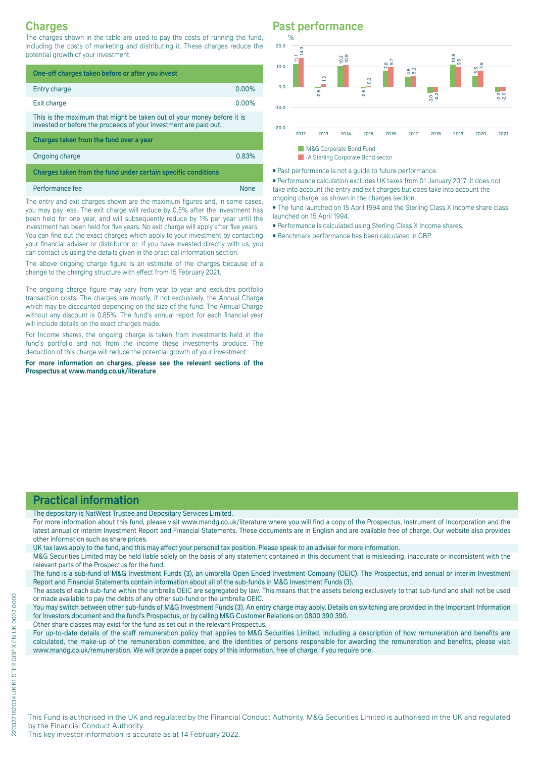## Charges

The charges shown in the table are used to pay the costs of running the fund, including the costs of marketing and distributing it. These charges reduce the potential growth of your investment.

| | |
|---|---|
| **One-off charges taken before or after you invest** | |
| Entry charge | 0.00% |
| Exit charge | 0.00% |
| This is the maximum that might be taken out of your money before it is invested or before the proceeds of your investment are paid out. | |
| **Charges taken from the fund over a year** | |
| Ongoing charge | 0.83% |
| **Charges taken from the fund under certain specific conditions** | |
| Performance fee | None |

The entry and exit charges shown are the maximum figures and, in some cases, you may pay less. The exit charge will reduce by 0.5% after the investment has been held for one year, and will subsequently reduce by 1% per year until the investment has been held for five years. No exit charge will apply after five years. You can find out the exact charges which apply to your investment by contacting your financial adviser or distributor or, if you have invested directly with us, you can contact us using the details given in the practical information section.

The above ongoing charge figure is an estimate of the charges because of a change to the charging structure with effect from 15 February 2021.

The ongoing charge figure may vary from year to year and excludes portfolio transaction costs. The charges are mostly, if not exclusively, the Annual Charge which may be discounted depending on the size of the fund. The Annual Charge without any discount is 0.85%. The fund's annual report for each financial year will include details on the exact charges made.

For Income shares, the ongoing charge is taken from investments held in the fund's portfolio and not from the income these investments produce. The deduction of this charge will reduce the potential growth of your investment.

**For more information on charges, please see the relevant sections of the Prospectus at www.mandg.co.uk/literature**

## Past performance

%
20.0
10.0
0.0
-10.0
-20.0

2012: 11.1, 14.3
2013: -0.5, 1.3
2014: 10.2, 10.6
2015: -0.5, 0.2
2016: 7.8, 9.7
2017: 4.8, 5.2
2018: -3.0, -2.2
2019: 10.8, 9.5
2020: 5.5, 7.9
2021: -2.2, -2.0

M&G Corporate Bond Fund
IA Sterling Corporate Bond sector

- Past performance is not a guide to future performance.
- Performance calculation excludes UK taxes from 01 January 2017. It does not take into account the entry and exit charges but does take into account the ongoing charge, as shown in the charges section.
- The fund launched on 15 April 1994 and the Sterling Class X Income share class launched on 15 April 1994.
- Performance is calculated using Sterling Class X Income shares.
- Benchmark performance has been calculated in GBP.

## Practical information

The depositary is NatWest Trustee and Depositary Services Limited.

For more information about this fund, please visit www.mandg.co.uk/literature where you will find a copy of the Prospectus, Instrument of Incorporation and the latest annual or interim Investment Report and Financial Statements. These documents are in English and are available free of charge. Our website also provides other information such as share prices.

UK tax laws apply to the fund, and this may affect your personal tax position. Please speak to an adviser for more information.

M&G Securities Limited may be held liable solely on the basis of any statement contained in this document that is misleading, inaccurate or inconsistent with the relevant parts of the Prospectus for the fund.

The fund is a sub-fund of M&G Investment Funds (3), an umbrella Open Ended Investment Company (OEIC). The Prospectus, and annual or interim Investment Report and Financial Statements contain information about all of the sub-funds in M&G Investment Funds (3).

The assets of each sub-fund within the umbrella OEIC are segregated by law. This means that the assets belong exclusively to that sub-fund and shall not be used or made available to pay the debts of any other sub-fund or the umbrella OEIC.

You may switch between other sub-funds of M&G Investment Funds (3). An entry charge may apply. Details on switching are provided in the Important Information for Investors document and the fund's Prospectus, or by calling M&G Customer Relations on 0800 390 390.

Other share classes may exist for the fund as set out in the relevant Prospectus.

For up-to-date details of the staff remuneration policy that applies to M&G Securities Limited, including a description of how remuneration and benefits are calculated, the make-up of the remuneration committee, and the identities of persons responsible for awarding the remuneration and benefits, please visit www.mandg.co.uk/remuneration. We will provide a paper copy of this information, free of charge, if you require one.

This Fund is authorised in the UK and regulated by the Financial Conduct Authority. M&G Securities Limited is authorised in the UK and regulated by the Financial Conduct Authority.

This key investor information is accurate as at 14 February 2022.